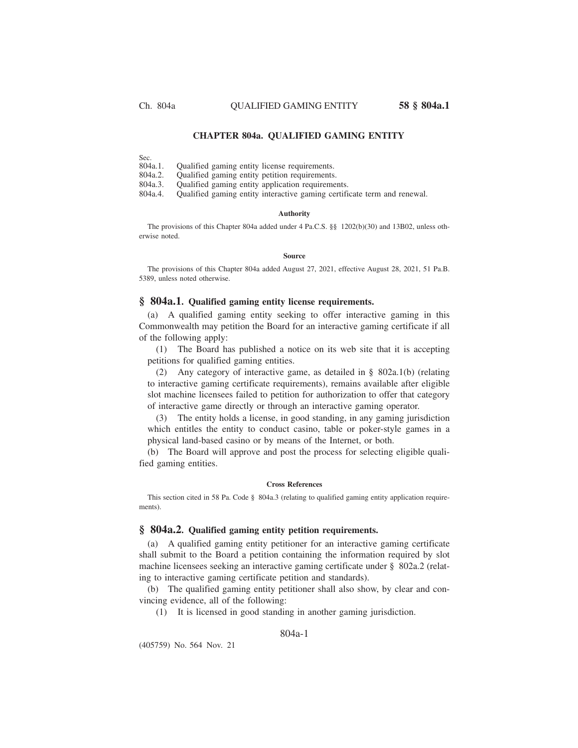# CHAPTER 804a. QUALIFIED GAMING ENTITY

Sec.
804a.1. Qualified gaming entity license requirements.
804a.2. Qualified gaming entity petition requirements.
804a.3. Qualified gaming entity application requirements.
804a.4. Qualified gaming entity interactive gaming certificate term and renewal.

### Authority

The provisions of this Chapter 804a added under 4 Pa.C.S. §§ 1202(b)(30) and 13B02, unless otherwise noted.

### Source

The provisions of this Chapter 804a added August 27, 2021, effective August 28, 2021, 51 Pa.B. 5389, unless noted otherwise.

## § 804a.1. Qualified gaming entity license requirements.

(a) A qualified gaming entity seeking to offer interactive gaming in this Commonwealth may petition the Board for an interactive gaming certificate if all of the following apply:

(1) The Board has published a notice on its web site that it is accepting petitions for qualified gaming entities.

(2) Any category of interactive game, as detailed in § 802a.1(b) (relating to interactive gaming certificate requirements), remains available after eligible slot machine licensees failed to petition for authorization to offer that category of interactive game directly or through an interactive gaming operator.

(3) The entity holds a license, in good standing, in any gaming jurisdiction which entitles the entity to conduct casino, table or poker-style games in a physical land-based casino or by means of the Internet, or both.

(b) The Board will approve and post the process for selecting eligible qualified gaming entities.

### Cross References

This section cited in 58 Pa. Code § 804a.3 (relating to qualified gaming entity application requirements).

## § 804a.2. Qualified gaming entity petition requirements.

(a) A qualified gaming entity petitioner for an interactive gaming certificate shall submit to the Board a petition containing the information required by slot machine licensees seeking an interactive gaming certificate under § 802a.2 (relating to interactive gaming certificate petition and standards).

(b) The qualified gaming entity petitioner shall also show, by clear and convincing evidence, all of the following:

(1) It is licensed in good standing in another gaming jurisdiction.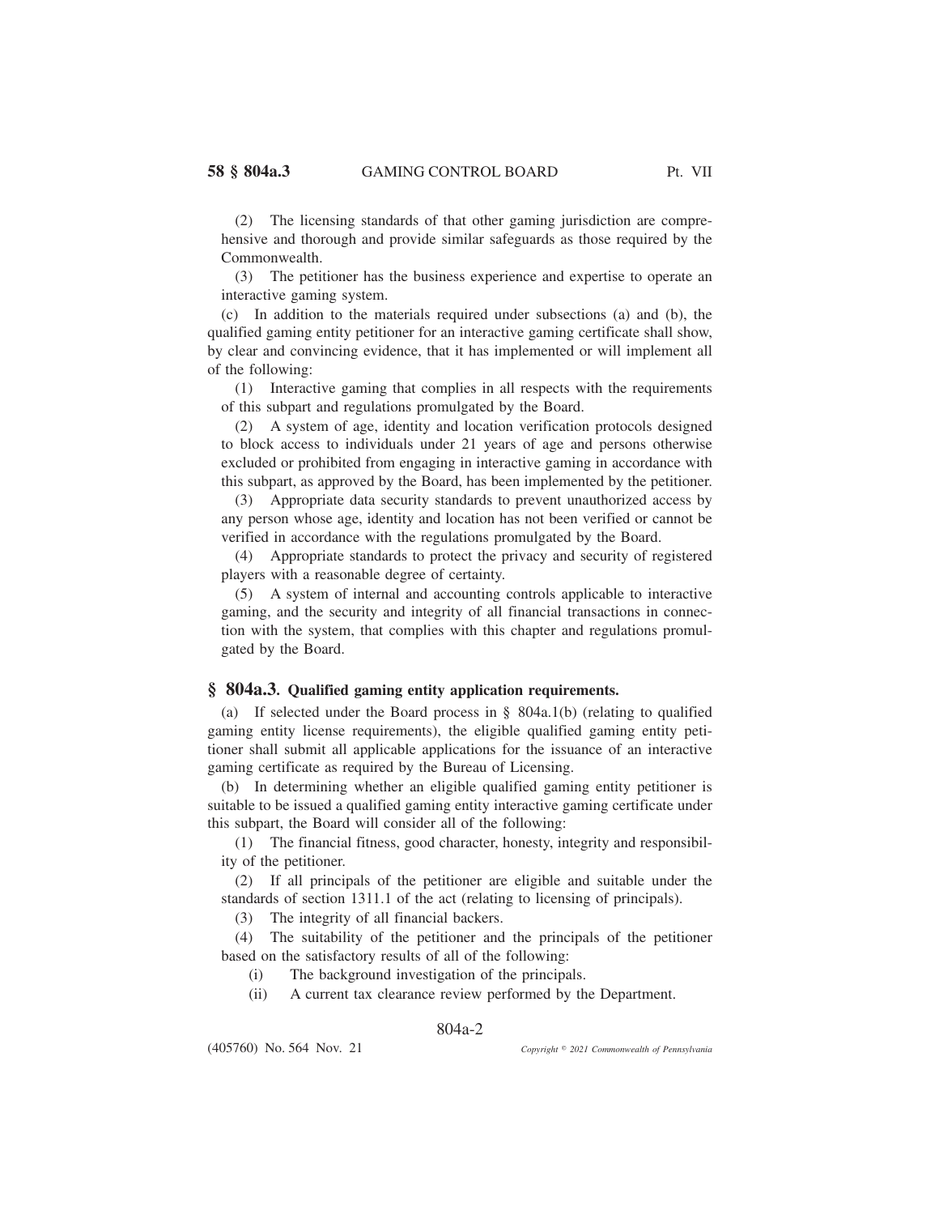(2) The licensing standards of that other gaming jurisdiction are comprehensive and thorough and provide similar safeguards as those required by the Commonwealth.

(3) The petitioner has the business experience and expertise to operate an interactive gaming system.

(c) In addition to the materials required under subsections (a) and (b), the qualified gaming entity petitioner for an interactive gaming certificate shall show, by clear and convincing evidence, that it has implemented or will implement all of the following:

(1) Interactive gaming that complies in all respects with the requirements of this subpart and regulations promulgated by the Board.

(2) A system of age, identity and location verification protocols designed to block access to individuals under 21 years of age and persons otherwise excluded or prohibited from engaging in interactive gaming in accordance with this subpart, as approved by the Board, has been implemented by the petitioner.

(3) Appropriate data security standards to prevent unauthorized access by any person whose age, identity and location has not been verified or cannot be verified in accordance with the regulations promulgated by the Board.

(4) Appropriate standards to protect the privacy and security of registered players with a reasonable degree of certainty.

(5) A system of internal and accounting controls applicable to interactive gaming, and the security and integrity of all financial transactions in connection with the system, that complies with this chapter and regulations promulgated by the Board.

## § 804a.3. Qualified gaming entity application requirements.

(a) If selected under the Board process in § 804a.1(b) (relating to qualified gaming entity license requirements), the eligible qualified gaming entity petitioner shall submit all applicable applications for the issuance of an interactive gaming certificate as required by the Bureau of Licensing.

(b) In determining whether an eligible qualified gaming entity petitioner is suitable to be issued a qualified gaming entity interactive gaming certificate under this subpart, the Board will consider all of the following:

(1) The financial fitness, good character, honesty, integrity and responsibility of the petitioner.

(2) If all principals of the petitioner are eligible and suitable under the standards of section 1311.1 of the act (relating to licensing of principals).

(3) The integrity of all financial backers.

(4) The suitability of the petitioner and the principals of the petitioner based on the satisfactory results of all of the following:

(i) The background investigation of the principals.

(ii) A current tax clearance review performed by the Department.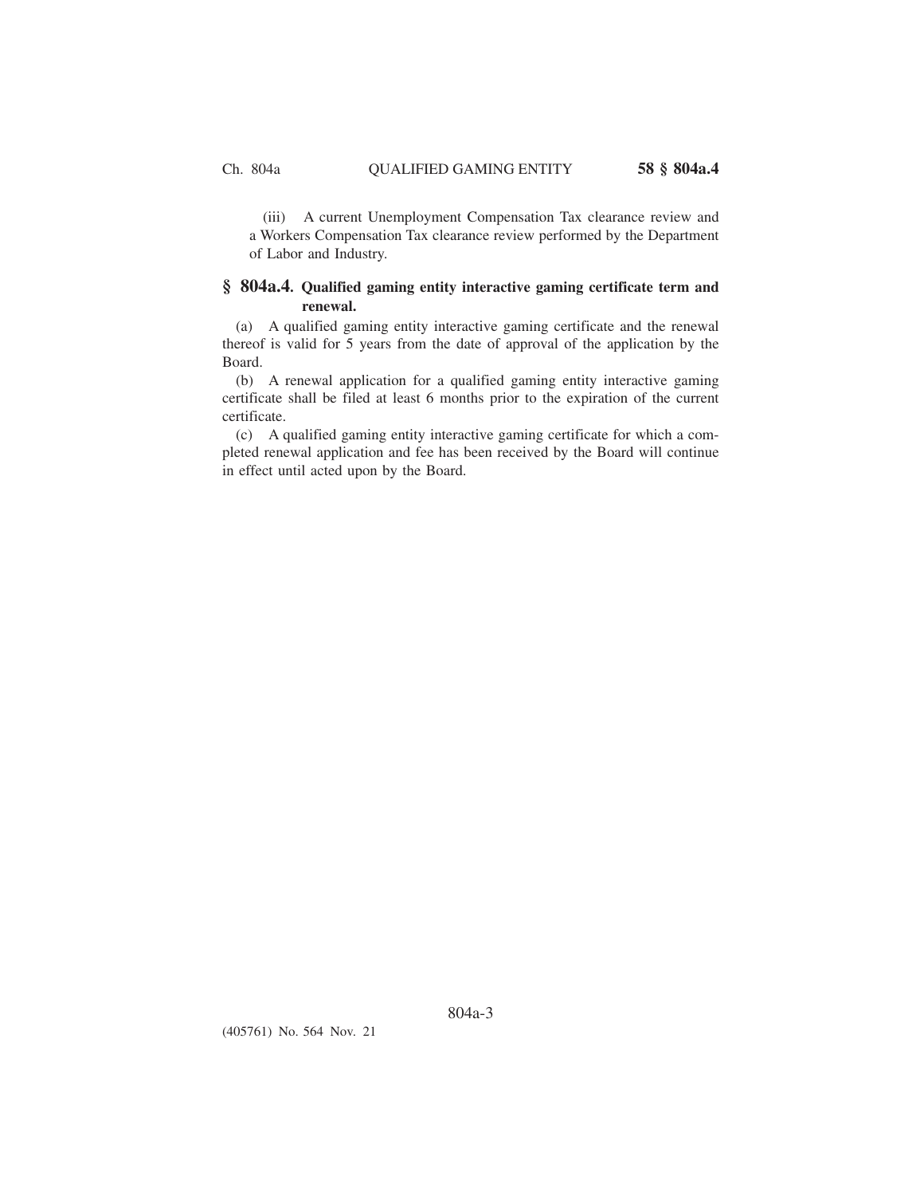(iii) A current Unemployment Compensation Tax clearance review and a Workers Compensation Tax clearance review performed by the Department of Labor and Industry.

## § 804a.4. Qualified gaming entity interactive gaming certificate term and renewal.

(a) A qualified gaming entity interactive gaming certificate and the renewal thereof is valid for 5 years from the date of approval of the application by the Board.

(b) A renewal application for a qualified gaming entity interactive gaming certificate shall be filed at least 6 months prior to the expiration of the current certificate.

(c) A qualified gaming entity interactive gaming certificate for which a completed renewal application and fee has been received by the Board will continue in effect until acted upon by the Board.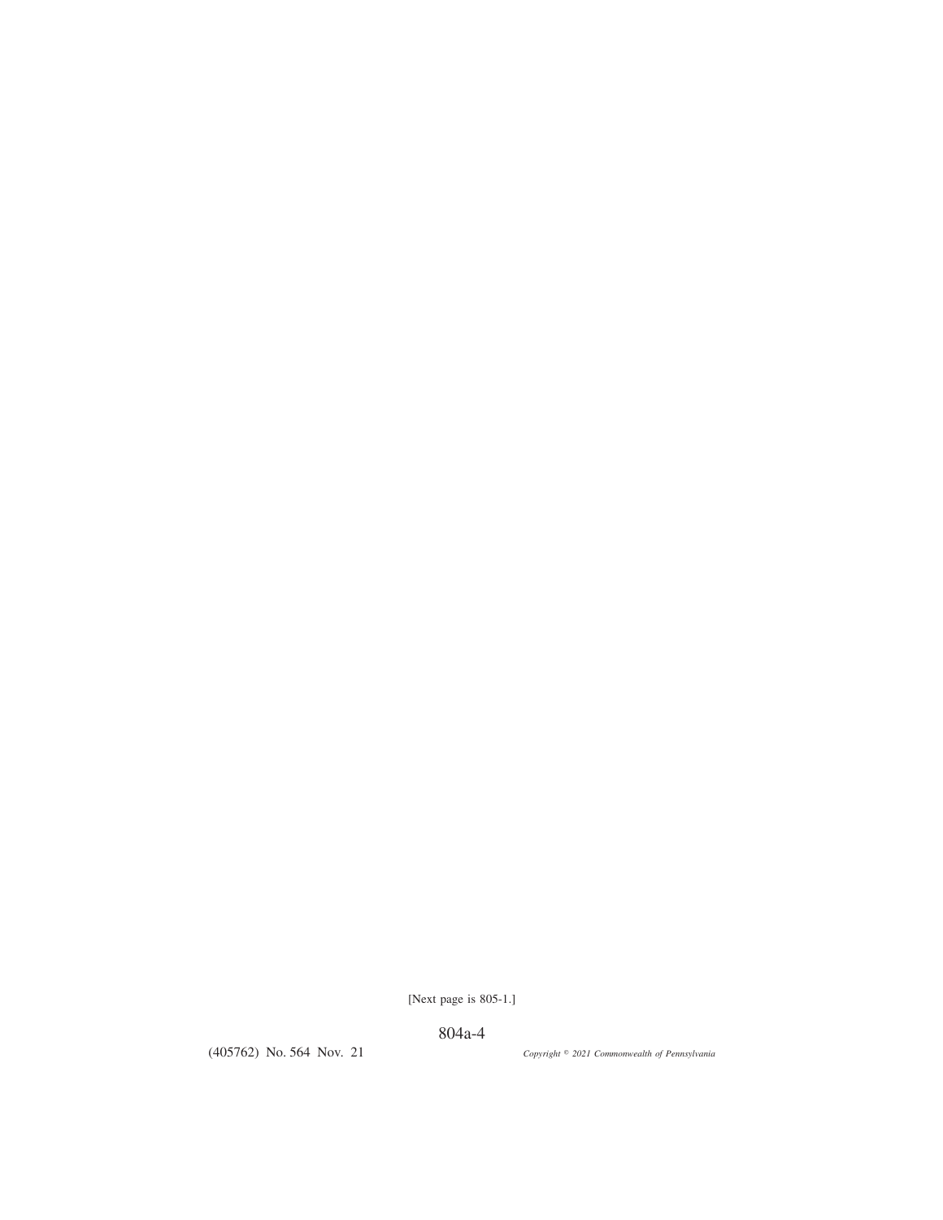[Next page is 805-1.]